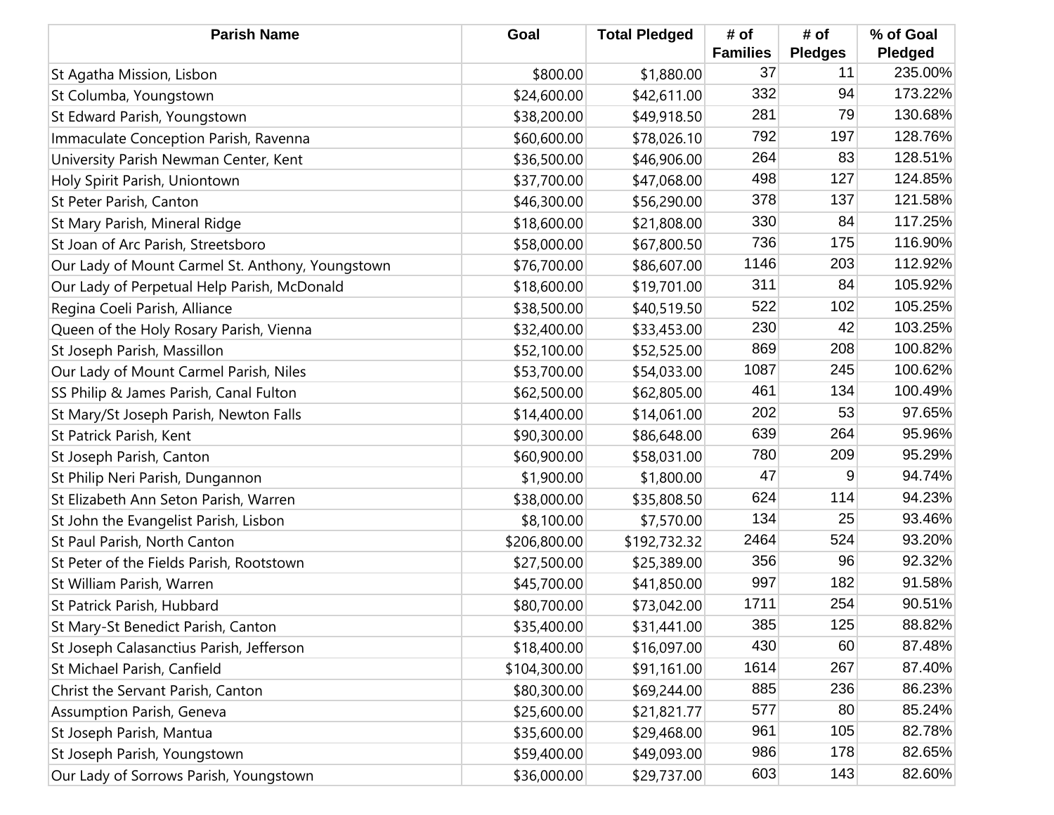| Parish Name | Goal | Total Pledged | # of Families | # of Pledges | % of Goal Pledged |
|---|---|---|---|---|---|
| St Agatha Mission, Lisbon | $800.00 | $1,880.00 | 37 | 11 | 235.00% |
| St Columba, Youngstown | $24,600.00 | $42,611.00 | 332 | 94 | 173.22% |
| St Edward Parish, Youngstown | $38,200.00 | $49,918.50 | 281 | 79 | 130.68% |
| Immaculate Conception Parish, Ravenna | $60,600.00 | $78,026.10 | 792 | 197 | 128.76% |
| University Parish Newman Center, Kent | $36,500.00 | $46,906.00 | 264 | 83 | 128.51% |
| Holy Spirit Parish, Uniontown | $37,700.00 | $47,068.00 | 498 | 127 | 124.85% |
| St Peter Parish, Canton | $46,300.00 | $56,290.00 | 378 | 137 | 121.58% |
| St Mary Parish, Mineral Ridge | $18,600.00 | $21,808.00 | 330 | 84 | 117.25% |
| St Joan of Arc Parish, Streetsboro | $58,000.00 | $67,800.50 | 736 | 175 | 116.90% |
| Our Lady of Mount Carmel St. Anthony, Youngstown | $76,700.00 | $86,607.00 | 1146 | 203 | 112.92% |
| Our Lady of Perpetual Help Parish, McDonald | $18,600.00 | $19,701.00 | 311 | 84 | 105.92% |
| Regina Coeli Parish, Alliance | $38,500.00 | $40,519.50 | 522 | 102 | 105.25% |
| Queen of the Holy Rosary Parish, Vienna | $32,400.00 | $33,453.00 | 230 | 42 | 103.25% |
| St Joseph Parish, Massillon | $52,100.00 | $52,525.00 | 869 | 208 | 100.82% |
| Our Lady of Mount Carmel Parish, Niles | $53,700.00 | $54,033.00 | 1087 | 245 | 100.62% |
| SS Philip & James Parish, Canal Fulton | $62,500.00 | $62,805.00 | 461 | 134 | 100.49% |
| St Mary/St Joseph Parish, Newton Falls | $14,400.00 | $14,061.00 | 202 | 53 | 97.65% |
| St Patrick Parish, Kent | $90,300.00 | $86,648.00 | 639 | 264 | 95.96% |
| St Joseph Parish, Canton | $60,900.00 | $58,031.00 | 780 | 209 | 95.29% |
| St Philip Neri Parish, Dungannon | $1,900.00 | $1,800.00 | 47 | 9 | 94.74% |
| St Elizabeth Ann Seton Parish, Warren | $38,000.00 | $35,808.50 | 624 | 114 | 94.23% |
| St John the Evangelist Parish, Lisbon | $8,100.00 | $7,570.00 | 134 | 25 | 93.46% |
| St Paul Parish, North Canton | $206,800.00 | $192,732.32 | 2464 | 524 | 93.20% |
| St Peter of the Fields Parish, Rootstown | $27,500.00 | $25,389.00 | 356 | 96 | 92.32% |
| St William Parish, Warren | $45,700.00 | $41,850.00 | 997 | 182 | 91.58% |
| St Patrick Parish, Hubbard | $80,700.00 | $73,042.00 | 1711 | 254 | 90.51% |
| St Mary-St Benedict Parish, Canton | $35,400.00 | $31,441.00 | 385 | 125 | 88.82% |
| St Joseph Calasanctius Parish, Jefferson | $18,400.00 | $16,097.00 | 430 | 60 | 87.48% |
| St Michael Parish, Canfield | $104,300.00 | $91,161.00 | 1614 | 267 | 87.40% |
| Christ the Servant Parish, Canton | $80,300.00 | $69,244.00 | 885 | 236 | 86.23% |
| Assumption Parish, Geneva | $25,600.00 | $21,821.77 | 577 | 80 | 85.24% |
| St Joseph Parish, Mantua | $35,600.00 | $29,468.00 | 961 | 105 | 82.78% |
| St Joseph Parish, Youngstown | $59,400.00 | $49,093.00 | 986 | 178 | 82.65% |
| Our Lady of Sorrows Parish, Youngstown | $36,000.00 | $29,737.00 | 603 | 143 | 82.60% |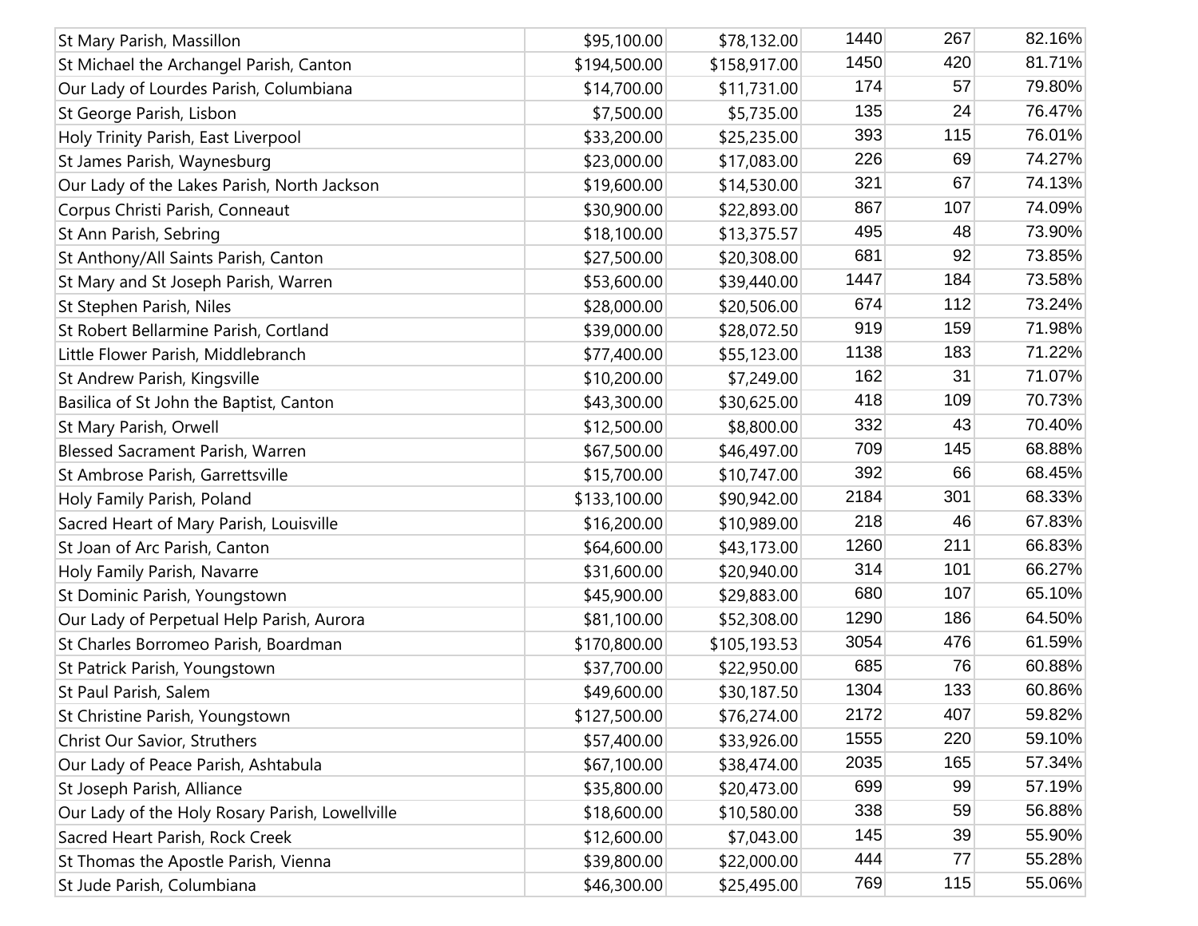| | | | | | |
|---|---|---|---|---|---|
| St Mary Parish, Massillon | $95,100.00 | $78,132.00 | 1440 | 267 | 82.16% |
| St Michael the Archangel Parish, Canton | $194,500.00 | $158,917.00 | 1450 | 420 | 81.71% |
| Our Lady of Lourdes Parish, Columbiana | $14,700.00 | $11,731.00 | 174 | 57 | 79.80% |
| St George Parish, Lisbon | $7,500.00 | $5,735.00 | 135 | 24 | 76.47% |
| Holy Trinity Parish, East Liverpool | $33,200.00 | $25,235.00 | 393 | 115 | 76.01% |
| St James Parish, Waynesburg | $23,000.00 | $17,083.00 | 226 | 69 | 74.27% |
| Our Lady of the Lakes Parish, North Jackson | $19,600.00 | $14,530.00 | 321 | 67 | 74.13% |
| Corpus Christi Parish, Conneaut | $30,900.00 | $22,893.00 | 867 | 107 | 74.09% |
| St Ann Parish, Sebring | $18,100.00 | $13,375.57 | 495 | 48 | 73.90% |
| St Anthony/All Saints Parish, Canton | $27,500.00 | $20,308.00 | 681 | 92 | 73.85% |
| St Mary and St Joseph Parish, Warren | $53,600.00 | $39,440.00 | 1447 | 184 | 73.58% |
| St Stephen Parish, Niles | $28,000.00 | $20,506.00 | 674 | 112 | 73.24% |
| St Robert Bellarmine Parish, Cortland | $39,000.00 | $28,072.50 | 919 | 159 | 71.98% |
| Little Flower Parish, Middlebranch | $77,400.00 | $55,123.00 | 1138 | 183 | 71.22% |
| St Andrew Parish, Kingsville | $10,200.00 | $7,249.00 | 162 | 31 | 71.07% |
| Basilica of St John the Baptist, Canton | $43,300.00 | $30,625.00 | 418 | 109 | 70.73% |
| St Mary Parish, Orwell | $12,500.00 | $8,800.00 | 332 | 43 | 70.40% |
| Blessed Sacrament Parish, Warren | $67,500.00 | $46,497.00 | 709 | 145 | 68.88% |
| St Ambrose Parish, Garrettsville | $15,700.00 | $10,747.00 | 392 | 66 | 68.45% |
| Holy Family Parish, Poland | $133,100.00 | $90,942.00 | 2184 | 301 | 68.33% |
| Sacred Heart of Mary Parish, Louisville | $16,200.00 | $10,989.00 | 218 | 46 | 67.83% |
| St Joan of Arc Parish, Canton | $64,600.00 | $43,173.00 | 1260 | 211 | 66.83% |
| Holy Family Parish, Navarre | $31,600.00 | $20,940.00 | 314 | 101 | 66.27% |
| St Dominic Parish, Youngstown | $45,900.00 | $29,883.00 | 680 | 107 | 65.10% |
| Our Lady of Perpetual Help Parish, Aurora | $81,100.00 | $52,308.00 | 1290 | 186 | 64.50% |
| St Charles Borromeo Parish, Boardman | $170,800.00 | $105,193.53 | 3054 | 476 | 61.59% |
| St Patrick Parish, Youngstown | $37,700.00 | $22,950.00 | 685 | 76 | 60.88% |
| St Paul Parish, Salem | $49,600.00 | $30,187.50 | 1304 | 133 | 60.86% |
| St Christine Parish, Youngstown | $127,500.00 | $76,274.00 | 2172 | 407 | 59.82% |
| Christ Our Savior, Struthers | $57,400.00 | $33,926.00 | 1555 | 220 | 59.10% |
| Our Lady of Peace Parish, Ashtabula | $67,100.00 | $38,474.00 | 2035 | 165 | 57.34% |
| St Joseph Parish, Alliance | $35,800.00 | $20,473.00 | 699 | 99 | 57.19% |
| Our Lady of the Holy Rosary Parish, Lowellville | $18,600.00 | $10,580.00 | 338 | 59 | 56.88% |
| Sacred Heart Parish, Rock Creek | $12,600.00 | $7,043.00 | 145 | 39 | 55.90% |
| St Thomas the Apostle Parish, Vienna | $39,800.00 | $22,000.00 | 444 | 77 | 55.28% |
| St Jude Parish, Columbiana | $46,300.00 | $25,495.00 | 769 | 115 | 55.06% |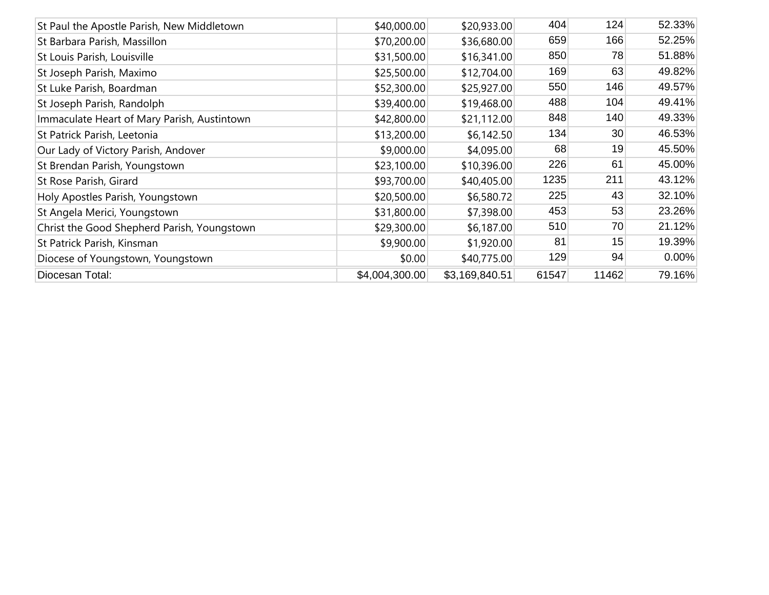| | | | | | |
|---|---|---|---|---|---|
| St Paul the Apostle Parish, New Middletown | $40,000.00 | $20,933.00 | 404 | 124 | 52.33% |
| St Barbara Parish, Massillon | $70,200.00 | $36,680.00 | 659 | 166 | 52.25% |
| St Louis Parish, Louisville | $31,500.00 | $16,341.00 | 850 | 78 | 51.88% |
| St Joseph Parish, Maximo | $25,500.00 | $12,704.00 | 169 | 63 | 49.82% |
| St Luke Parish, Boardman | $52,300.00 | $25,927.00 | 550 | 146 | 49.57% |
| St Joseph Parish, Randolph | $39,400.00 | $19,468.00 | 488 | 104 | 49.41% |
| Immaculate Heart of Mary Parish, Austintown | $42,800.00 | $21,112.00 | 848 | 140 | 49.33% |
| St Patrick Parish, Leetonia | $13,200.00 | $6,142.50 | 134 | 30 | 46.53% |
| Our Lady of Victory Parish, Andover | $9,000.00 | $4,095.00 | 68 | 19 | 45.50% |
| St Brendan Parish, Youngstown | $23,100.00 | $10,396.00 | 226 | 61 | 45.00% |
| St Rose Parish, Girard | $93,700.00 | $40,405.00 | 1235 | 211 | 43.12% |
| Holy Apostles Parish, Youngstown | $20,500.00 | $6,580.72 | 225 | 43 | 32.10% |
| St Angela Merici, Youngstown | $31,800.00 | $7,398.00 | 453 | 53 | 23.26% |
| Christ the Good Shepherd Parish, Youngstown | $29,300.00 | $6,187.00 | 510 | 70 | 21.12% |
| St Patrick Parish, Kinsman | $9,900.00 | $1,920.00 | 81 | 15 | 19.39% |
| Diocese of Youngstown, Youngstown | $0.00 | $40,775.00 | 129 | 94 | 0.00% |
| Diocesan Total: | $4,004,300.00 | $3,169,840.51 | 61547 | 11462 | 79.16% |